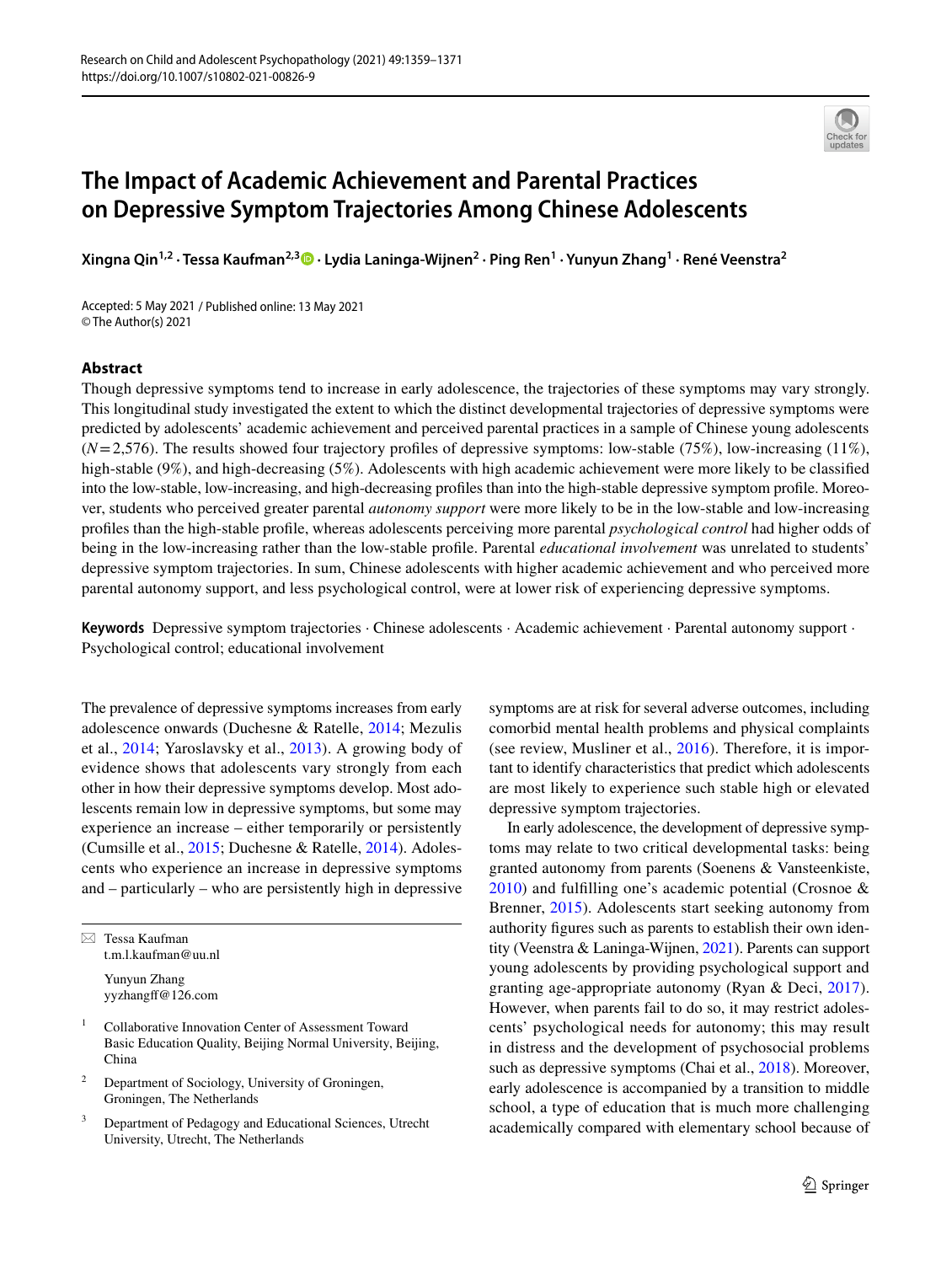# The Impact of Academic Achievement and Parental Practices on Depressive Symptom Trajectories Among Chinese Adolescents

Xingna Qin[1,2] · Tessa Kaufman[2,3] · Lydia Laninga-Wijnen[2] · Ping Ren[1] · Yunyun Zhang[1] · René Veenstra[2]

Accepted: 5 May 2021 / Published online: 13 May 2021
© The Author(s) 2021

## Abstract

Though depressive symptoms tend to increase in early adolescence, the trajectories of these symptoms may vary strongly. This longitudinal study investigated the extent to which the distinct developmental trajectories of depressive symptoms were predicted by adolescents' academic achievement and perceived parental practices in a sample of Chinese young adolescents ($N = 2{,}576$). The results showed four trajectory profiles of depressive symptoms: low-stable (75%), low-increasing (11%), high-stable (9%), and high-decreasing (5%). Adolescents with high academic achievement were more likely to be classified into the low-stable, low-increasing, and high-decreasing profiles than into the high-stable depressive symptom profile. Moreover, students who perceived greater parental *autonomy support* were more likely to be in the low-stable and low-increasing profiles than the high-stable profile, whereas adolescents perceiving more parental *psychological control* had higher odds of being in the low-increasing rather than the low-stable profile. Parental *educational involvement* was unrelated to students' depressive symptom trajectories. In sum, Chinese adolescents with higher academic achievement and who perceived more parental autonomy support, and less psychological control, were at lower risk of experiencing depressive symptoms.

**Keywords** Depressive symptom trajectories · Chinese adolescents · Academic achievement · Parental autonomy support · Psychological control; educational involvement

The prevalence of depressive symptoms increases from early adolescence onwards (Duchesne & Ratelle, 2014; Mezulis et al., 2014; Yaroslavsky et al., 2013). A growing body of evidence shows that adolescents vary strongly from each other in how their depressive symptoms develop. Most adolescents remain low in depressive symptoms, but some may experience an increase – either temporarily or persistently (Cumsille et al., 2015; Duchesne & Ratelle, 2014). Adolescents who experience an increase in depressive symptoms and – particularly – who are persistently high in depressive symptoms are at risk for several adverse outcomes, including comorbid mental health problems and physical complaints (see review, Musliner et al., 2016). Therefore, it is important to identify characteristics that predict which adolescents are most likely to experience such stable high or elevated depressive symptom trajectories.

In early adolescence, the development of depressive symptoms may relate to two critical developmental tasks: being granted autonomy from parents (Soenens & Vansteenkiste, 2010) and fulfilling one's academic potential (Crosnoe & Brenner, 2015). Adolescents start seeking autonomy from authority figures such as parents to establish their own identity (Veenstra & Laninga-Wijnen, 2021). Parents can support young adolescents by providing psychological support and granting age-appropriate autonomy (Ryan & Deci, 2017). However, when parents fail to do so, it may restrict adolescents' psychological needs for autonomy; this may result in distress and the development of psychosocial problems such as depressive symptoms (Chai et al., 2018). Moreover, early adolescence is accompanied by a transition to middle school, a type of education that is much more challenging academically compared with elementary school because of

✉ Tessa Kaufman
t.m.l.kaufman@uu.nl

Yunyun Zhang
yyzhangff@126.com

[1] Collaborative Innovation Center of Assessment Toward Basic Education Quality, Beijing Normal University, Beijing, China

[2] Department of Sociology, University of Groningen, Groningen, The Netherlands

[3] Department of Pedagogy and Educational Sciences, Utrecht University, Utrecht, The Netherlands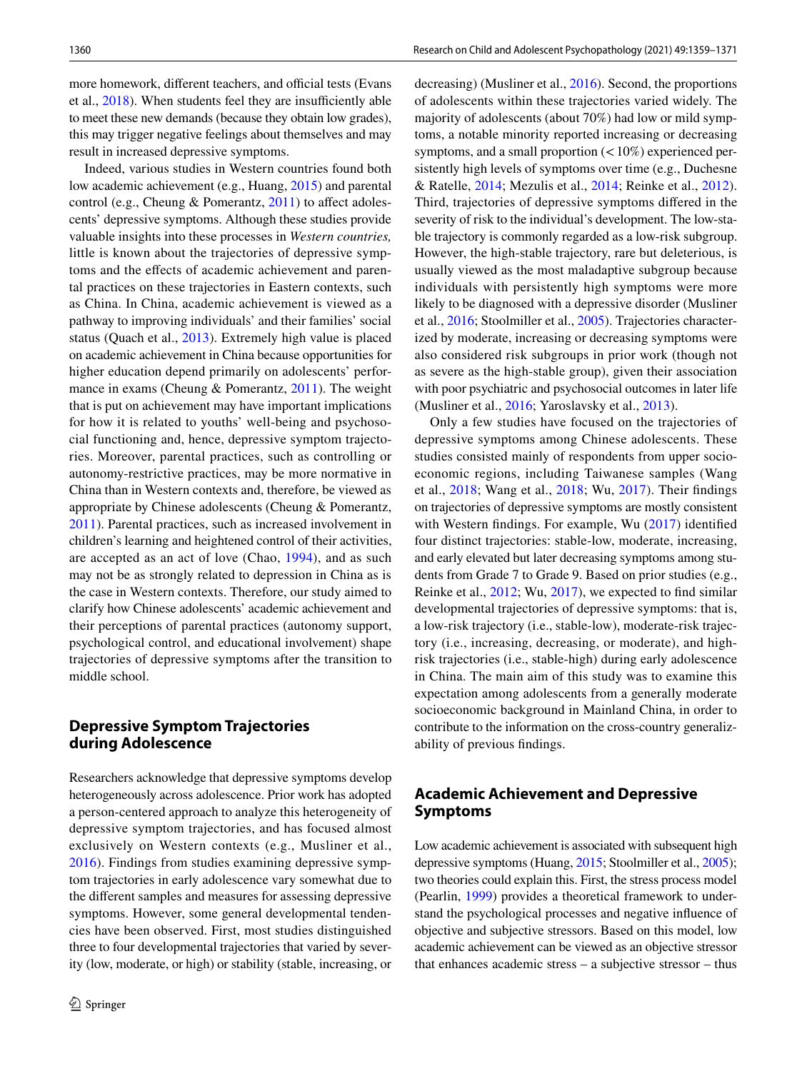more homework, different teachers, and official tests (Evans et al., 2018). When students feel they are insufficiently able to meet these new demands (because they obtain low grades), this may trigger negative feelings about themselves and may result in increased depressive symptoms.

Indeed, various studies in Western countries found both low academic achievement (e.g., Huang, 2015) and parental control (e.g., Cheung & Pomerantz, 2011) to affect adolescents' depressive symptoms. Although these studies provide valuable insights into these processes in *Western countries,* little is known about the trajectories of depressive symptoms and the effects of academic achievement and parental practices on these trajectories in Eastern contexts, such as China. In China, academic achievement is viewed as a pathway to improving individuals' and their families' social status (Quach et al., 2013). Extremely high value is placed on academic achievement in China because opportunities for higher education depend primarily on adolescents' performance in exams (Cheung & Pomerantz, 2011). The weight that is put on achievement may have important implications for how it is related to youths' well-being and psychosocial functioning and, hence, depressive symptom trajectories. Moreover, parental practices, such as controlling or autonomy-restrictive practices, may be more normative in China than in Western contexts and, therefore, be viewed as appropriate by Chinese adolescents (Cheung & Pomerantz, 2011). Parental practices, such as increased involvement in children's learning and heightened control of their activities, are accepted as an act of love (Chao, 1994), and as such may not be as strongly related to depression in China as is the case in Western contexts. Therefore, our study aimed to clarify how Chinese adolescents' academic achievement and their perceptions of parental practices (autonomy support, psychological control, and educational involvement) shape trajectories of depressive symptoms after the transition to middle school.

## Depressive Symptom Trajectories during Adolescence

Researchers acknowledge that depressive symptoms develop heterogeneously across adolescence. Prior work has adopted a person-centered approach to analyze this heterogeneity of depressive symptom trajectories, and has focused almost exclusively on Western contexts (e.g., Musliner et al., 2016). Findings from studies examining depressive symptom trajectories in early adolescence vary somewhat due to the different samples and measures for assessing depressive symptoms. However, some general developmental tendencies have been observed. First, most studies distinguished three to four developmental trajectories that varied by severity (low, moderate, or high) or stability (stable, increasing, or decreasing) (Musliner et al., 2016). Second, the proportions of adolescents within these trajectories varied widely. The majority of adolescents (about 70%) had low or mild symptoms, a notable minority reported increasing or decreasing symptoms, and a small proportion (< 10%) experienced persistently high levels of symptoms over time (e.g., Duchesne & Ratelle, 2014; Mezulis et al., 2014; Reinke et al., 2012). Third, trajectories of depressive symptoms differed in the severity of risk to the individual's development. The low-stable trajectory is commonly regarded as a low-risk subgroup. However, the high-stable trajectory, rare but deleterious, is usually viewed as the most maladaptive subgroup because individuals with persistently high symptoms were more likely to be diagnosed with a depressive disorder (Musliner et al., 2016; Stoolmiller et al., 2005). Trajectories characterized by moderate, increasing or decreasing symptoms were also considered risk subgroups in prior work (though not as severe as the high-stable group), given their association with poor psychiatric and psychosocial outcomes in later life (Musliner et al., 2016; Yaroslavsky et al., 2013).

Only a few studies have focused on the trajectories of depressive symptoms among Chinese adolescents. These studies consisted mainly of respondents from upper socioeconomic regions, including Taiwanese samples (Wang et al., 2018; Wang et al., 2018; Wu, 2017). Their findings on trajectories of depressive symptoms are mostly consistent with Western findings. For example, Wu (2017) identified four distinct trajectories: stable-low, moderate, increasing, and early elevated but later decreasing symptoms among students from Grade 7 to Grade 9. Based on prior studies (e.g., Reinke et al., 2012; Wu, 2017), we expected to find similar developmental trajectories of depressive symptoms: that is, a low-risk trajectory (i.e., stable-low), moderate-risk trajectory (i.e., increasing, decreasing, or moderate), and high-risk trajectories (i.e., stable-high) during early adolescence in China. The main aim of this study was to examine this expectation among adolescents from a generally moderate socioeconomic background in Mainland China, in order to contribute to the information on the cross-country generalizability of previous findings.

## Academic Achievement and Depressive Symptoms

Low academic achievement is associated with subsequent high depressive symptoms (Huang, 2015; Stoolmiller et al., 2005); two theories could explain this. First, the stress process model (Pearlin, 1999) provides a theoretical framework to understand the psychological processes and negative influence of objective and subjective stressors. Based on this model, low academic achievement can be viewed as an objective stressor that enhances academic stress – a subjective stressor – thus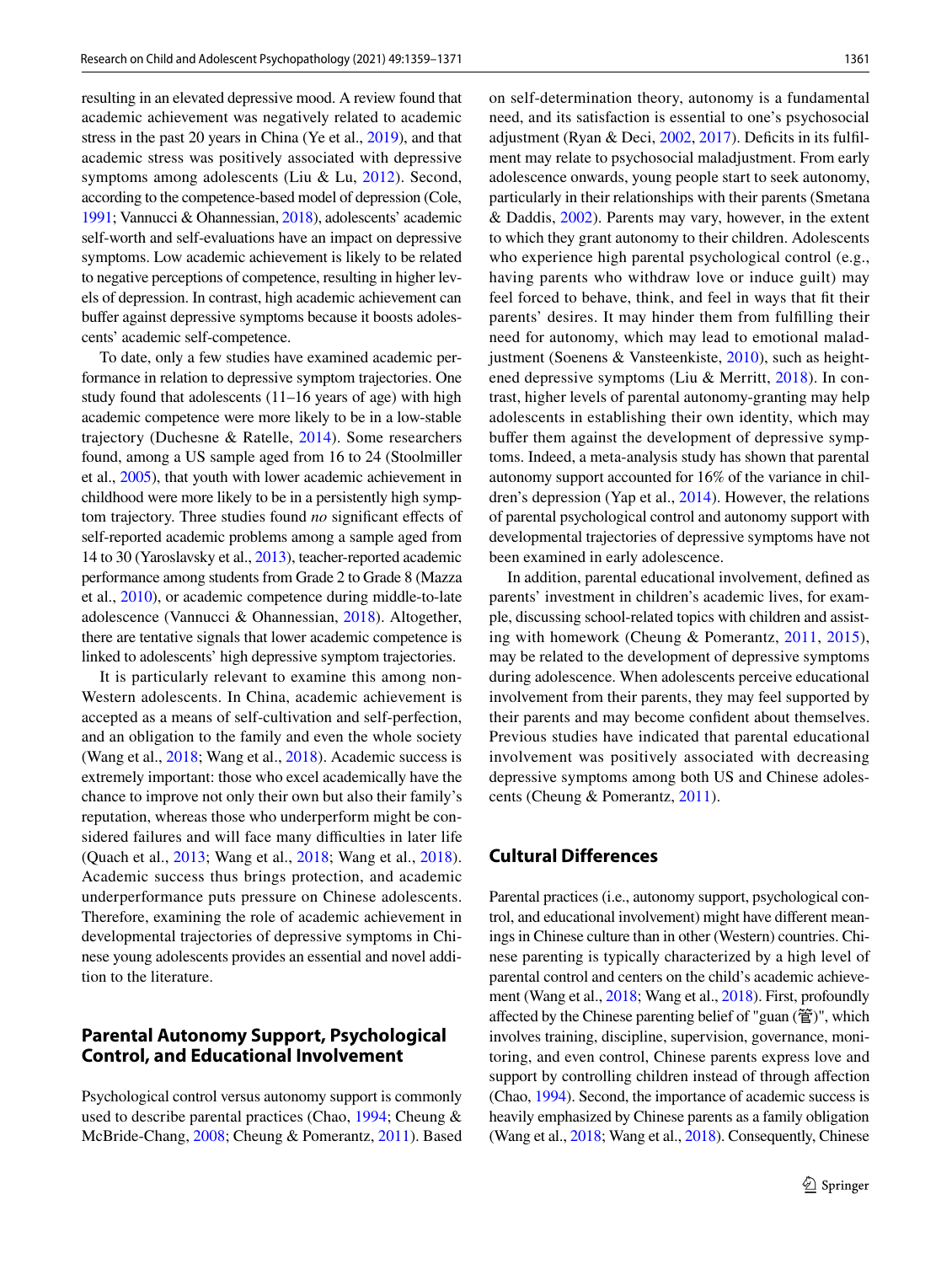resulting in an elevated depressive mood. A review found that academic achievement was negatively related to academic stress in the past 20 years in China (Ye et al., 2019), and that academic stress was positively associated with depressive symptoms among adolescents (Liu & Lu, 2012). Second, according to the competence-based model of depression (Cole, 1991; Vannucci & Ohannessian, 2018), adolescents' academic self-worth and self-evaluations have an impact on depressive symptoms. Low academic achievement is likely to be related to negative perceptions of competence, resulting in higher levels of depression. In contrast, high academic achievement can buffer against depressive symptoms because it boosts adolescents' academic self-competence.

To date, only a few studies have examined academic performance in relation to depressive symptom trajectories. One study found that adolescents (11–16 years of age) with high academic competence were more likely to be in a low-stable trajectory (Duchesne & Ratelle, 2014). Some researchers found, among a US sample aged from 16 to 24 (Stoolmiller et al., 2005), that youth with lower academic achievement in childhood were more likely to be in a persistently high symptom trajectory. Three studies found *no* significant effects of self-reported academic problems among a sample aged from 14 to 30 (Yaroslavsky et al., 2013), teacher-reported academic performance among students from Grade 2 to Grade 8 (Mazza et al., 2010), or academic competence during middle-to-late adolescence (Vannucci & Ohannessian, 2018). Altogether, there are tentative signals that lower academic competence is linked to adolescents' high depressive symptom trajectories.

It is particularly relevant to examine this among non-Western adolescents. In China, academic achievement is accepted as a means of self-cultivation and self-perfection, and an obligation to the family and even the whole society (Wang et al., 2018; Wang et al., 2018). Academic success is extremely important: those who excel academically have the chance to improve not only their own but also their family's reputation, whereas those who underperform might be considered failures and will face many difficulties in later life (Quach et al., 2013; Wang et al., 2018; Wang et al., 2018). Academic success thus brings protection, and academic underperformance puts pressure on Chinese adolescents. Therefore, examining the role of academic achievement in developmental trajectories of depressive symptoms in Chinese young adolescents provides an essential and novel addition to the literature.

## Parental Autonomy Support, Psychological Control, and Educational Involvement

Psychological control versus autonomy support is commonly used to describe parental practices (Chao, 1994; Cheung & McBride-Chang, 2008; Cheung & Pomerantz, 2011). Based on self-determination theory, autonomy is a fundamental need, and its satisfaction is essential to one's psychosocial adjustment (Ryan & Deci, 2002, 2017). Deficits in its fulfillment may relate to psychosocial maladjustment. From early adolescence onwards, young people start to seek autonomy, particularly in their relationships with their parents (Smetana & Daddis, 2002). Parents may vary, however, in the extent to which they grant autonomy to their children. Adolescents who experience high parental psychological control (e.g., having parents who withdraw love or induce guilt) may feel forced to behave, think, and feel in ways that fit their parents' desires. It may hinder them from fulfilling their need for autonomy, which may lead to emotional maladjustment (Soenens & Vansteenkiste, 2010), such as heightened depressive symptoms (Liu & Merritt, 2018). In contrast, higher levels of parental autonomy-granting may help adolescents in establishing their own identity, which may buffer them against the development of depressive symptoms. Indeed, a meta-analysis study has shown that parental autonomy support accounted for 16% of the variance in children's depression (Yap et al., 2014). However, the relations of parental psychological control and autonomy support with developmental trajectories of depressive symptoms have not been examined in early adolescence.

In addition, parental educational involvement, defined as parents' investment in children's academic lives, for example, discussing school-related topics with children and assisting with homework (Cheung & Pomerantz, 2011, 2015), may be related to the development of depressive symptoms during adolescence. When adolescents perceive educational involvement from their parents, they may feel supported by their parents and may become confident about themselves. Previous studies have indicated that parental educational involvement was positively associated with decreasing depressive symptoms among both US and Chinese adolescents (Cheung & Pomerantz, 2011).

## Cultural Differences

Parental practices (i.e., autonomy support, psychological control, and educational involvement) might have different meanings in Chinese culture than in other (Western) countries. Chinese parenting is typically characterized by a high level of parental control and centers on the child's academic achievement (Wang et al., 2018; Wang et al., 2018). First, profoundly affected by the Chinese parenting belief of "guan (管)", which involves training, discipline, supervision, governance, monitoring, and even control, Chinese parents express love and support by controlling children instead of through affection (Chao, 1994). Second, the importance of academic success is heavily emphasized by Chinese parents as a family obligation (Wang et al., 2018; Wang et al., 2018). Consequently, Chinese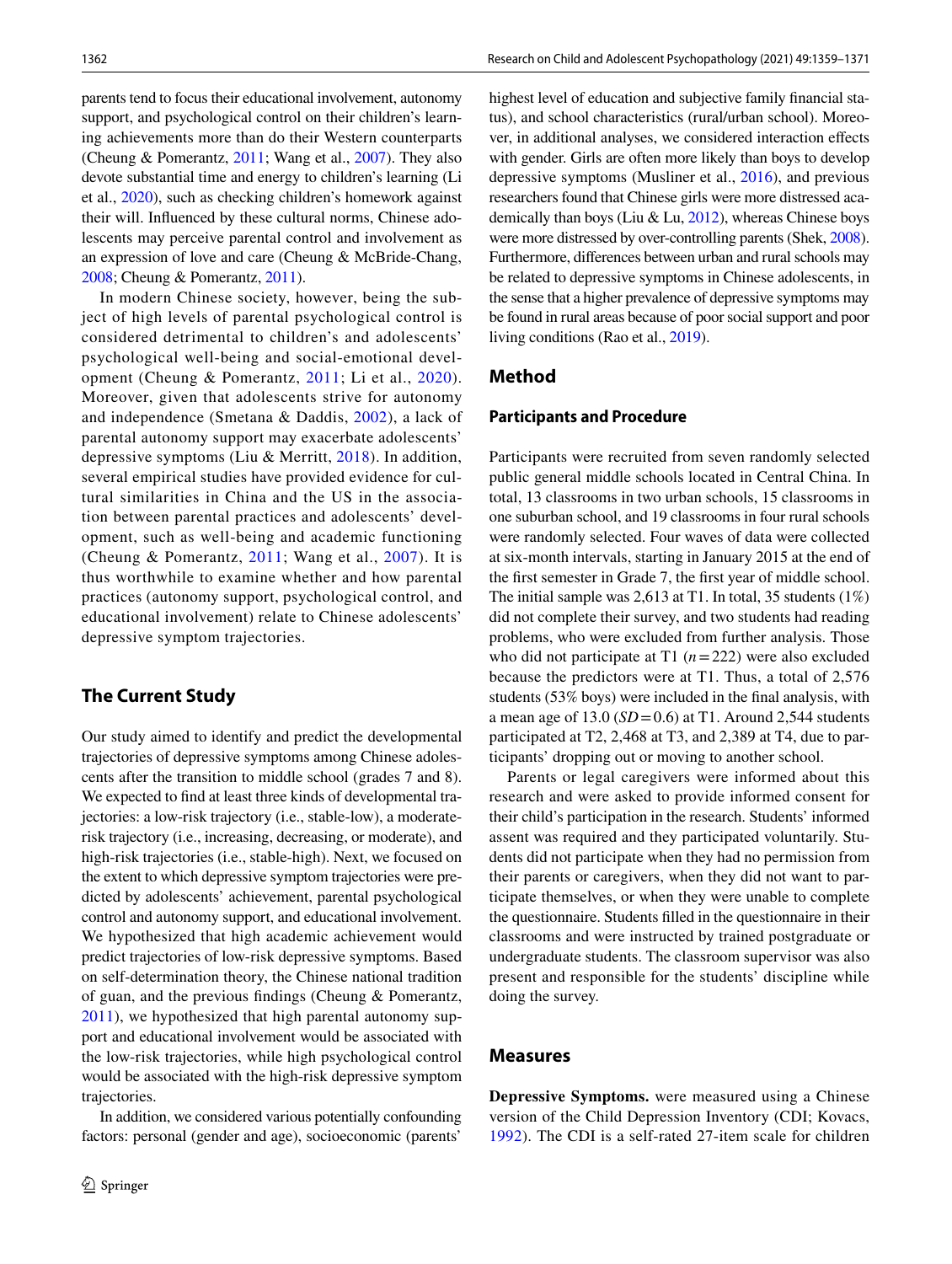parents tend to focus their educational involvement, autonomy support, and psychological control on their children's learning achievements more than do their Western counterparts (Cheung & Pomerantz, 2011; Wang et al., 2007). They also devote substantial time and energy to children's learning (Li et al., 2020), such as checking children's homework against their will. Influenced by these cultural norms, Chinese adolescents may perceive parental control and involvement as an expression of love and care (Cheung & McBride-Chang, 2008; Cheung & Pomerantz, 2011).

In modern Chinese society, however, being the subject of high levels of parental psychological control is considered detrimental to children's and adolescents' psychological well-being and social-emotional development (Cheung & Pomerantz, 2011; Li et al., 2020). Moreover, given that adolescents strive for autonomy and independence (Smetana & Daddis, 2002), a lack of parental autonomy support may exacerbate adolescents' depressive symptoms (Liu & Merritt, 2018). In addition, several empirical studies have provided evidence for cultural similarities in China and the US in the association between parental practices and adolescents' development, such as well-being and academic functioning (Cheung & Pomerantz, 2011; Wang et al., 2007). It is thus worthwhile to examine whether and how parental practices (autonomy support, psychological control, and educational involvement) relate to Chinese adolescents' depressive symptom trajectories.

## The Current Study

Our study aimed to identify and predict the developmental trajectories of depressive symptoms among Chinese adolescents after the transition to middle school (grades 7 and 8). We expected to find at least three kinds of developmental trajectories: a low-risk trajectory (i.e., stable-low), a moderate-risk trajectory (i.e., increasing, decreasing, or moderate), and high-risk trajectories (i.e., stable-high). Next, we focused on the extent to which depressive symptom trajectories were predicted by adolescents' achievement, parental psychological control and autonomy support, and educational involvement. We hypothesized that high academic achievement would predict trajectories of low-risk depressive symptoms. Based on self-determination theory, the Chinese national tradition of guan, and the previous findings (Cheung & Pomerantz, 2011), we hypothesized that high parental autonomy support and educational involvement would be associated with the low-risk trajectories, while high psychological control would be associated with the high-risk depressive symptom trajectories.

In addition, we considered various potentially confounding factors: personal (gender and age), socioeconomic (parents' highest level of education and subjective family financial status), and school characteristics (rural/urban school). Moreover, in additional analyses, we considered interaction effects with gender. Girls are often more likely than boys to develop depressive symptoms (Musliner et al., 2016), and previous researchers found that Chinese girls were more distressed academically than boys (Liu & Lu, 2012), whereas Chinese boys were more distressed by over-controlling parents (Shek, 2008). Furthermore, differences between urban and rural schools may be related to depressive symptoms in Chinese adolescents, in the sense that a higher prevalence of depressive symptoms may be found in rural areas because of poor social support and poor living conditions (Rao et al., 2019).

## Method

### Participants and Procedure

Participants were recruited from seven randomly selected public general middle schools located in Central China. In total, 13 classrooms in two urban schools, 15 classrooms in one suburban school, and 19 classrooms in four rural schools were randomly selected. Four waves of data were collected at six-month intervals, starting in January 2015 at the end of the first semester in Grade 7, the first year of middle school. The initial sample was 2,613 at T1. In total, 35 students (1%) did not complete their survey, and two students had reading problems, who were excluded from further analysis. Those who did not participate at T1 ($n = 222$) were also excluded because the predictors were at T1. Thus, a total of 2,576 students (53% boys) were included in the final analysis, with a mean age of 13.0 ($SD = 0.6$) at T1. Around 2,544 students participated at T2, 2,468 at T3, and 2,389 at T4, due to participants' dropping out or moving to another school.

Parents or legal caregivers were informed about this research and were asked to provide informed consent for their child's participation in the research. Students' informed assent was required and they participated voluntarily. Students did not participate when they had no permission from their parents or caregivers, when they did not want to participate themselves, or when they were unable to complete the questionnaire. Students filled in the questionnaire in their classrooms and were instructed by trained postgraduate or undergraduate students. The classroom supervisor was also present and responsible for the students' discipline while doing the survey.

## Measures

**Depressive Symptoms.** were measured using a Chinese version of the Child Depression Inventory (CDI; Kovacs, 1992). The CDI is a self-rated 27-item scale for children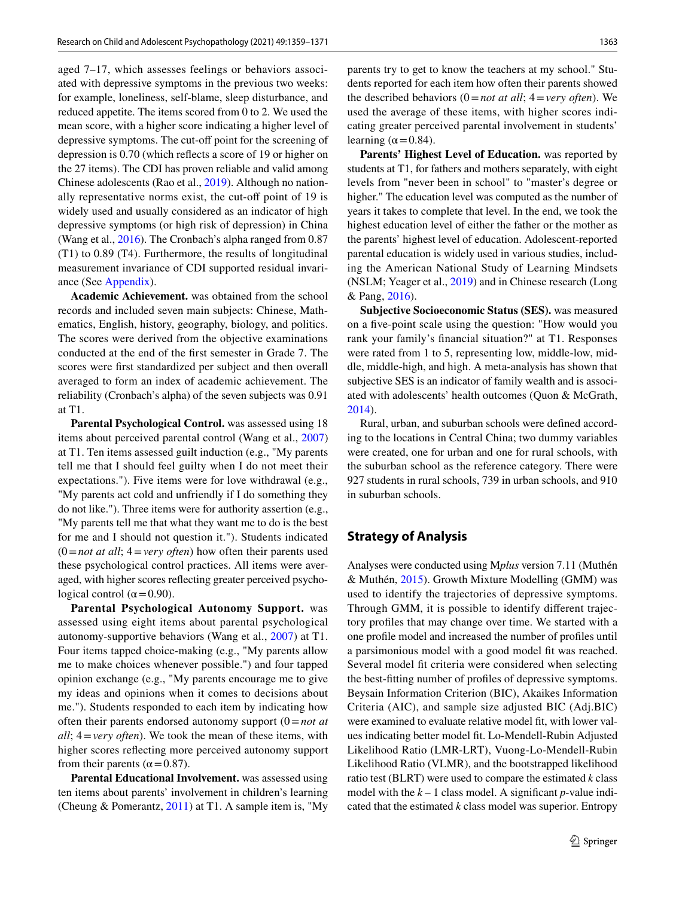aged 7–17, which assesses feelings or behaviors associated with depressive symptoms in the previous two weeks: for example, loneliness, self-blame, sleep disturbance, and reduced appetite. The items scored from 0 to 2. We used the mean score, with a higher score indicating a higher level of depressive symptoms. The cut-off point for the screening of depression is 0.70 (which reflects a score of 19 or higher on the 27 items). The CDI has proven reliable and valid among Chinese adolescents (Rao et al., 2019). Although no nationally representative norms exist, the cut-off point of 19 is widely used and usually considered as an indicator of high depressive symptoms (or high risk of depression) in China (Wang et al., 2016). The Cronbach's alpha ranged from 0.87 (T1) to 0.89 (T4). Furthermore, the results of longitudinal measurement invariance of CDI supported residual invariance (See Appendix).

**Academic Achievement.** was obtained from the school records and included seven main subjects: Chinese, Mathematics, English, history, geography, biology, and politics. The scores were derived from the objective examinations conducted at the end of the first semester in Grade 7. The scores were first standardized per subject and then overall averaged to form an index of academic achievement. The reliability (Cronbach's alpha) of the seven subjects was 0.91 at T1.

**Parental Psychological Control.** was assessed using 18 items about perceived parental control (Wang et al., 2007) at T1. Ten items assessed guilt induction (e.g., "My parents tell me that I should feel guilty when I do not meet their expectations."). Five items were for love withdrawal (e.g., "My parents act cold and unfriendly if I do something they do not like."). Three items were for authority assertion (e.g., "My parents tell me that what they want me to do is the best for me and I should not question it."). Students indicated (0 = *not at all*; 4 = *very often*) how often their parents used these psychological control practices. All items were averaged, with higher scores reflecting greater perceived psychological control ($\alpha = 0.90$).

**Parental Psychological Autonomy Support.** was assessed using eight items about parental psychological autonomy-supportive behaviors (Wang et al., 2007) at T1. Four items tapped choice-making (e.g., "My parents allow me to make choices whenever possible.") and four tapped opinion exchange (e.g., "My parents encourage me to give my ideas and opinions when it comes to decisions about me."). Students responded to each item by indicating how often their parents endorsed autonomy support (0 = *not at all*; 4 = *very often*). We took the mean of these items, with higher scores reflecting more perceived autonomy support from their parents ($\alpha = 0.87$).

**Parental Educational Involvement.** was assessed using ten items about parents' involvement in children's learning (Cheung & Pomerantz, 2011) at T1. A sample item is, "My parents try to get to know the teachers at my school." Students reported for each item how often their parents showed the described behaviors (0 = *not at all*; 4 = *very often*). We used the average of these items, with higher scores indicating greater perceived parental involvement in students' learning ($\alpha = 0.84$).

**Parents' Highest Level of Education.** was reported by students at T1, for fathers and mothers separately, with eight levels from "never been in school" to "master's degree or higher." The education level was computed as the number of years it takes to complete that level. In the end, we took the highest education level of either the father or the mother as the parents' highest level of education. Adolescent-reported parental education is widely used in various studies, including the American National Study of Learning Mindsets (NSLM; Yeager et al., 2019) and in Chinese research (Long & Pang, 2016).

**Subjective Socioeconomic Status (SES).** was measured on a five-point scale using the question: "How would you rank your family's financial situation?" at T1. Responses were rated from 1 to 5, representing low, middle-low, middle, middle-high, and high. A meta-analysis has shown that subjective SES is an indicator of family wealth and is associated with adolescents' health outcomes (Quon & McGrath, 2014).

Rural, urban, and suburban schools were defined according to the locations in Central China; two dummy variables were created, one for urban and one for rural schools, with the suburban school as the reference category. There were 927 students in rural schools, 739 in urban schools, and 910 in suburban schools.

## Strategy of Analysis

Analyses were conducted using M*plus* version 7.11 (Muthén & Muthén, 2015). Growth Mixture Modelling (GMM) was used to identify the trajectories of depressive symptoms. Through GMM, it is possible to identify different trajectory profiles that may change over time. We started with a one profile model and increased the number of profiles until a parsimonious model with a good model fit was reached. Several model fit criteria were considered when selecting the best-fitting number of profiles of depressive symptoms. Beysain Information Criterion (BIC), Akaikes Information Criteria (AIC), and sample size adjusted BIC (Adj.BIC) were examined to evaluate relative model fit, with lower values indicating better model fit. Lo-Mendell-Rubin Adjusted Likelihood Ratio (LMR-LRT), Vuong-Lo-Mendell-Rubin Likelihood Ratio (VLMR), and the bootstrapped likelihood ratio test (BLRT) were used to compare the estimated $k$ class model with the $k - 1$ class model. A significant $p$-value indicated that the estimated $k$ class model was superior. Entropy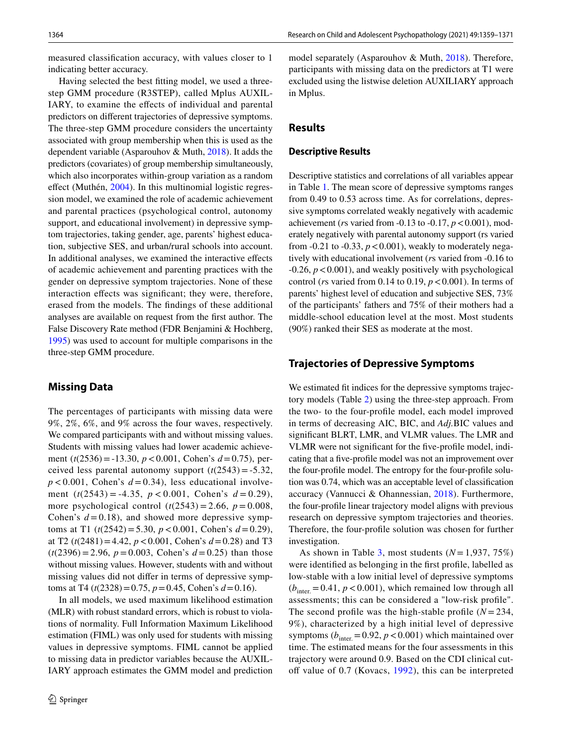measured classification accuracy, with values closer to 1 indicating better accuracy.

Having selected the best fitting model, we used a three-step GMM procedure (R3STEP), called Mplus AUXILIARY, to examine the effects of individual and parental predictors on different trajectories of depressive symptoms. The three-step GMM procedure considers the uncertainty associated with group membership when this is used as the dependent variable (Asparouhov & Muth, 2018). It adds the predictors (covariates) of group membership simultaneously, which also incorporates within-group variation as a random effect (Muthén, 2004). In this multinomial logistic regression model, we examined the role of academic achievement and parental practices (psychological control, autonomy support, and educational involvement) in depressive symptom trajectories, taking gender, age, parents' highest education, subjective SES, and urban/rural schools into account. In additional analyses, we examined the interactive effects of academic achievement and parenting practices with the gender on depressive symptom trajectories. None of these interaction effects was significant; they were, therefore, erased from the models. The findings of these additional analyses are available on request from the first author. The False Discovery Rate method (FDR Benjamini & Hochberg, 1995) was used to account for multiple comparisons in the three-step GMM procedure.

## Missing Data

The percentages of participants with missing data were 9%, 2%, 6%, and 9% across the four waves, respectively. We compared participants with and without missing values. Students with missing values had lower academic achievement ($t(2536) = -13.30$, $p < 0.001$, Cohen's $d = 0.75$), perceived less parental autonomy support ($t(2543) = -5.32$, $p < 0.001$, Cohen's $d = 0.34$), less educational involvement ($t(2543) = -4.35$, $p < 0.001$, Cohen's $d = 0.29$), more psychological control ($t(2543) = 2.66$, $p = 0.008$, Cohen's $d = 0.18$), and showed more depressive symptoms at T1 ($t(2542) = 5.30$, $p < 0.001$, Cohen's $d = 0.29$), at T2 ($t(2481) = 4.42$, $p < 0.001$, Cohen's $d = 0.28$) and T3 ($t(2396) = 2.96$, $p = 0.003$, Cohen's $d = 0.25$) than those without missing values. However, students with and without missing values did not differ in terms of depressive symptoms at T4 ($t(2328) = 0.75$, $p = 0.45$, Cohen's $d = 0.16$).

In all models, we used maximum likelihood estimation (MLR) with robust standard errors, which is robust to violations of normality. Full Information Maximum Likelihood estimation (FIML) was only used for students with missing values in depressive symptoms. FIML cannot be applied to missing data in predictor variables because the AUXILIARY approach estimates the GMM model and prediction model separately (Asparouhov & Muth, 2018). Therefore, participants with missing data on the predictors at T1 were excluded using the listwise deletion AUXILIARY approach in Mplus.

## Results

### Descriptive Results

Descriptive statistics and correlations of all variables appear in Table 1. The mean score of depressive symptoms ranges from 0.49 to 0.53 across time. As for correlations, depressive symptoms correlated weakly negatively with academic achievement (*r*s varied from -0.13 to -0.17, $p < 0.001$), moderately negatively with parental autonomy support (rs varied from -0.21 to -0.33, $p < 0.001$), weakly to moderately negatively with educational involvement (*r*s varied from -0.16 to -0.26, $p < 0.001$), and weakly positively with psychological control (*r*s varied from 0.14 to 0.19, $p < 0.001$). In terms of parents' highest level of education and subjective SES, 73% of the participants' fathers and 75% of their mothers had a middle-school education level at the most. Most students (90%) ranked their SES as moderate at the most.

### Trajectories of Depressive Symptoms

We estimated fit indices for the depressive symptoms trajectory models (Table 2) using the three-step approach. From the two- to the four-profile model, each model improved in terms of decreasing AIC, BIC, and *Adj.*BIC values and significant BLRT, LMR, and VLMR values. The LMR and VLMR were not significant for the five-profile model, indicating that a five-profile model was not an improvement over the four-profile model. The entropy for the four-profile solution was 0.74, which was an acceptable level of classification accuracy (Vannucci & Ohannessian, 2018). Furthermore, the four-profile linear trajectory model aligns with previous research on depressive symptom trajectories and theories. Therefore, the four-profile solution was chosen for further investigation.

As shown in Table 3, most students ($N = 1{,}937$, 75%) were identified as belonging in the first profile, labelled as low-stable with a low initial level of depressive symptoms ($b_{\text{inter.}} = 0.41$, $p < 0.001$), which remained low through all assessments; this can be considered a "low-risk profile". The second profile was the high-stable profile ($N = 234$, 9%), characterized by a high initial level of depressive symptoms ($b_{\text{inter.}} = 0.92$, $p < 0.001$) which maintained over time. The estimated means for the four assessments in this trajectory were around 0.9. Based on the CDI clinical cut-off value of 0.7 (Kovacs, 1992), this can be interpreted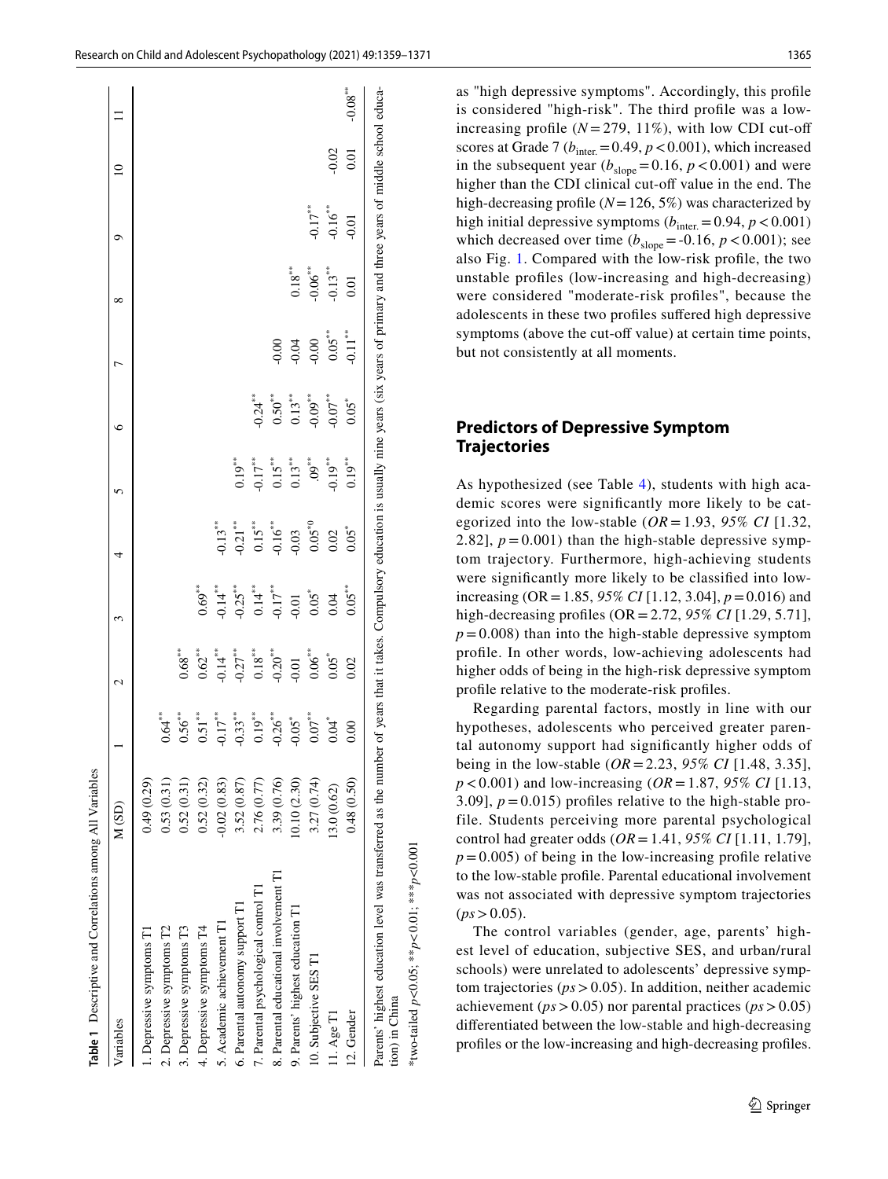**Table 1** Descriptive and Correlations among All Variables

| Variables | M (SD) | 1 | 2 | 3 | 4 | 5 | 6 | 7 | 8 | 9 | 10 | 11 |
|---|---|---|---|---|---|---|---|---|---|---|---|---|
| 1. Depressive symptoms T1 | 0.49 (0.29) | | | | | | | | | | | |
| 2. Depressive symptoms T2 | 0.53 (0.31) | 0.64** | | | | | | | | | | |
| 3. Depressive symptoms T3 | 0.52 (0.31) | 0.56** | 0.68** | | | | | | | | | |
| 4. Depressive symptoms T4 | 0.52 (0.32) | 0.51** | 0.62** | 0.69** | | | | | | | | |
| 5. Academic achievement T1 | -0.02 (0.83) | -0.17** | -0.14** | -0.14** | -0.13** | | | | | | | |
| 6. Parental autonomy support T1 | 3.52 (0.87) | -0.33** | -0.27** | -0.25** | -0.21** | 0.19** | | | | | | |
| 7. Parental psychological control T1 | 2.76 (0.77) | 0.19** | 0.18** | 0.14** | 0.15** | -0.17** | -0.24** | | | | | |
| 8. Parental educational involvement T1 | 3.39 (0.76) | -0.26** | -0.20** | -0.17** | -0.16** | 0.15** | 0.50** | -0.00 | | | | |
| 9. Parents' highest education T1 | 10.10 (2.30) | -0.05* | -0.01 | -0.01 | -0.03 | 0.13** | 0.13** | -0.04 | 0.18** | | | |
| 10. Subjective SES T1 | 3.27 (0.74) | 0.07** | 0.06** | 0.05* | 0.05*0 | .09** | -0.09** | -0.00 | -0.06** | -0.17** | | |
| 11. Age T1 | 13.0 (0.62) | 0.04* | 0.05* | 0.04 | 0.02 | -0.19** | -0.07** | 0.05** | -0.13** | -0.16** | -0.02 | |
| 12. Gender | 0.48 (0.50) | 0.00 | 0.02 | 0.05** | 0.05* | 0.19** | 0.05* | -0.11** | 0.01 | -0.01 | 0.01 | -0.08** |

Parents' highest education level was transferred as the number of years that it takes. Compulsory education is usually nine years (six years of primary and three years of middle school education) in China

*two-tailed $p<0.05$; ** $p<0.01$; *** $p<0.001$

as "high depressive symptoms". Accordingly, this profile is considered "high-risk". The third profile was a low-increasing profile ($N = 279$, 11%), with low CDI cut-off scores at Grade 7 ($b_{inter.} = 0.49$, $p < 0.001$), which increased in the subsequent year ($b_{slope} = 0.16$, $p < 0.001$) and were higher than the CDI clinical cut-off value in the end. The high-decreasing profile ($N = 126$, 5%) was characterized by high initial depressive symptoms ($b_{inter.} = 0.94$, $p < 0.001$) which decreased over time ($b_{slope} = -0.16$, $p < 0.001$); see also Fig. 1. Compared with the low-risk profile, the two unstable profiles (low-increasing and high-decreasing) were considered "moderate-risk profiles", because the adolescents in these two profiles suffered high depressive symptoms (above the cut-off value) at certain time points, but not consistently at all moments.

## Predictors of Depressive Symptom Trajectories

As hypothesized (see Table 4), students with high academic scores were significantly more likely to be categorized into the low-stable ($OR = 1.93$, *95% CI* [1.32, 2.82], $p = 0.001$) than the high-stable depressive symptom trajectory. Furthermore, high-achieving students were significantly more likely to be classified into low-increasing ($OR = 1.85$, *95% CI* [1.12, 3.04], $p = 0.016$) and high-decreasing profiles ($OR = 2.72$, *95% CI* [1.29, 5.71], $p = 0.008$) than into the high-stable depressive symptom profile. In other words, low-achieving adolescents had higher odds of being in the high-risk depressive symptom profile relative to the moderate-risk profiles.

Regarding parental factors, mostly in line with our hypotheses, adolescents who perceived greater parental autonomy support had significantly higher odds of being in the low-stable ($OR = 2.23$, *95% CI* [1.48, 3.35], $p < 0.001$) and low-increasing ($OR = 1.87$, *95% CI* [1.13, 3.09], $p = 0.015$) profiles relative to the high-stable profile. Students perceiving more parental psychological control had greater odds ($OR = 1.41$, *95% CI* [1.11, 1.79], $p = 0.005$) of being in the low-increasing profile relative to the low-stable profile. Parental educational involvement was not associated with depressive symptom trajectories ($ps > 0.05$).

The control variables (gender, age, parents' highest level of education, subjective SES, and urban/rural schools) were unrelated to adolescents' depressive symptom trajectories ($ps > 0.05$). In addition, neither academic achievement ($ps > 0.05$) nor parental practices ($ps > 0.05$) differentiated between the low-stable and high-decreasing profiles or the low-increasing and high-decreasing profiles.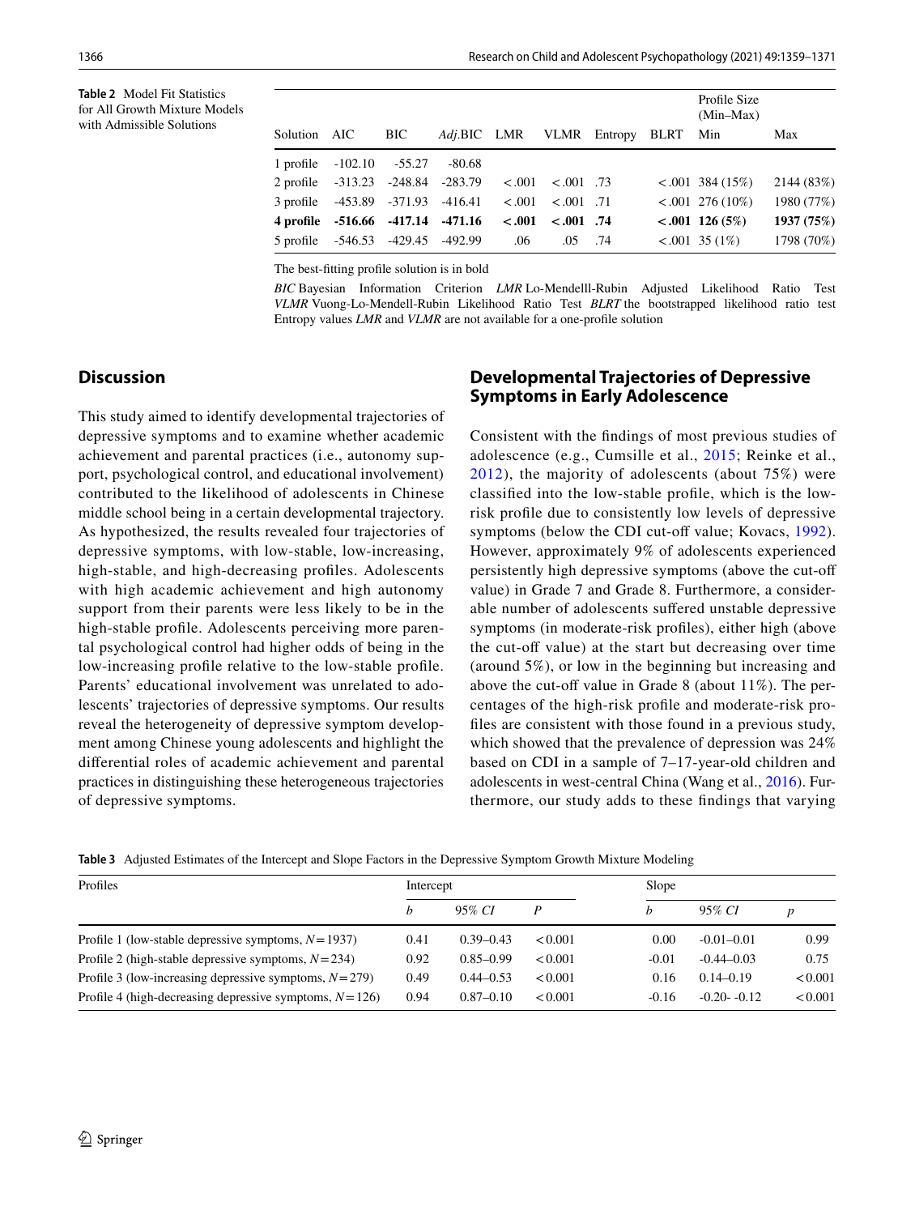**Table 2** Model Fit Statistics for All Growth Mixture Models with Admissible Solutions

| Solution | AIC | BIC | *Adj.*BIC | LMR | VLMR | Entropy | BLRT | Profile Size (Min–Max) Min | Max |
|---|---|---|---|---|---|---|---|---|---|
| 1 profile | -102.10 | -55.27 | -80.68 | | | | | | |
| 2 profile | -313.23 | -248.84 | -283.79 | <.001 | <.001 | .73 | <.001 | 384 (15%) | 2144 (83%) |
| 3 profile | -453.89 | -371.93 | -416.41 | <.001 | <.001 | .71 | <.001 | 276 (10%) | 1980 (77%) |
| **4 profile** | **-516.66** | **-417.14** | **-471.16** | **<.001** | **<.001** | **.74** | **<.001** | **126 (5%)** | **1937 (75%)** |
| 5 profile | -546.53 | -429.45 | -492.99 | .06 | .05 | .74 | <.001 | 35 (1%) | 1798 (70%) |

The best-fitting profile solution is in bold

*BIC* Bayesian Information Criterion *LMR* Lo-Mendelll-Rubin Adjusted Likelihood Ratio Test *VLMR* Vuong-Lo-Mendell-Rubin Likelihood Ratio Test *BLRT* the bootstrapped likelihood ratio test Entropy values *LMR* and *VLMR* are not available for a one-profile solution

## Discussion

This study aimed to identify developmental trajectories of depressive symptoms and to examine whether academic achievement and parental practices (i.e., autonomy support, psychological control, and educational involvement) contributed to the likelihood of adolescents in Chinese middle school being in a certain developmental trajectory. As hypothesized, the results revealed four trajectories of depressive symptoms, with low-stable, low-increasing, high-stable, and high-decreasing profiles. Adolescents with high academic achievement and high autonomy support from their parents were less likely to be in the high-stable profile. Adolescents perceiving more parental psychological control had higher odds of being in the low-increasing profile relative to the low-stable profile. Parents' educational involvement was unrelated to adolescents' trajectories of depressive symptoms. Our results reveal the heterogeneity of depressive symptom development among Chinese young adolescents and highlight the differential roles of academic achievement and parental practices in distinguishing these heterogeneous trajectories of depressive symptoms.

## Developmental Trajectories of Depressive Symptoms in Early Adolescence

Consistent with the findings of most previous studies of adolescence (e.g., Cumsille et al., 2015; Reinke et al., 2012), the majority of adolescents (about 75%) were classified into the low-stable profile, which is the low-risk profile due to consistently low levels of depressive symptoms (below the CDI cut-off value; Kovacs, 1992). However, approximately 9% of adolescents experienced persistently high depressive symptoms (above the cut-off value) in Grade 7 and Grade 8. Furthermore, a considerable number of adolescents suffered unstable depressive symptoms (in moderate-risk profiles), either high (above the cut-off value) at the start but decreasing over time (around 5%), or low in the beginning but increasing and above the cut-off value in Grade 8 (about 11%). The percentages of the high-risk profile and moderate-risk profiles are consistent with those found in a previous study, which showed that the prevalence of depression was 24% based on CDI in a sample of 7–17-year-old children and adolescents in west-central China (Wang et al., 2016). Furthermore, our study adds to these findings that varying

**Table 3** Adjusted Estimates of the Intercept and Slope Factors in the Depressive Symptom Growth Mixture Modeling

| Profiles | Intercept | | | Slope | | |
|---|---|---|---|---|---|---|
| | *b* | 95% *CI* | *P* | *b* | 95% *CI* | *p* |
| Profile 1 (low-stable depressive symptoms, $N = 1937$) | 0.41 | 0.39–0.43 | <0.001 | 0.00 | -0.01–0.01 | 0.99 |
| Profile 2 (high-stable depressive symptoms, $N = 234$) | 0.92 | 0.85–0.99 | <0.001 | -0.01 | -0.44–0.03 | 0.75 |
| Profile 3 (low-increasing depressive symptoms, $N = 279$) | 0.49 | 0.44–0.53 | <0.001 | 0.16 | 0.14–0.19 | <0.001 |
| Profile 4 (high-decreasing depressive symptoms, $N = 126$) | 0.94 | 0.87–0.10 | <0.001 | -0.16 | -0.20- -0.12 | <0.001 |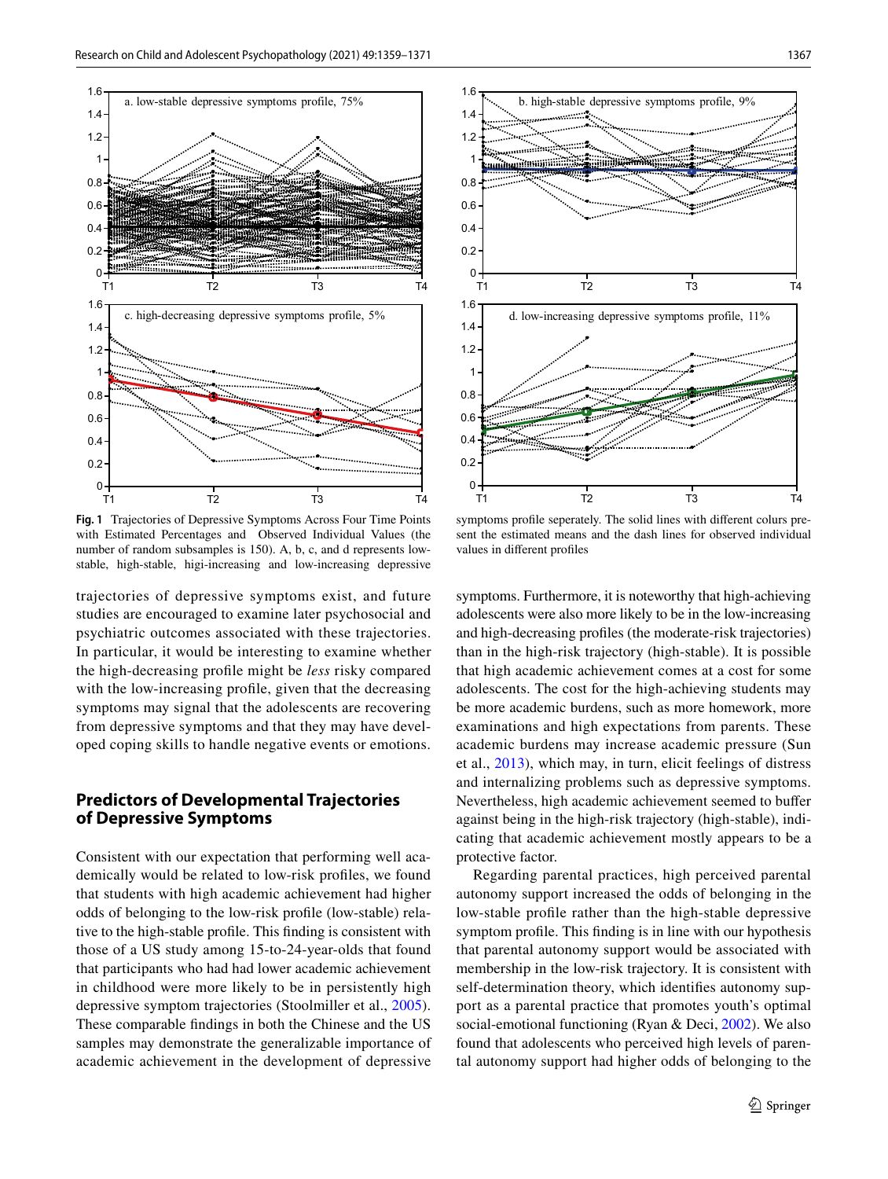**Fig. 1** Trajectories of Depressive Symptoms Across Four Time Points with Estimated Percentages and Observed Individual Values (the number of random subsamples is 150). A, b, c, and d represents low-stable, high-stable, higi-increasing and low-increasing depressive symptoms profile seperately. The solid lines with different colurs present the estimated means and the dash lines for observed individual values in different profiles

trajectories of depressive symptoms exist, and future studies are encouraged to examine later psychosocial and psychiatric outcomes associated with these trajectories. In particular, it would be interesting to examine whether the high-decreasing profile might be *less* risky compared with the low-increasing profile, given that the decreasing symptoms may signal that the adolescents are recovering from depressive symptoms and that they may have developed coping skills to handle negative events or emotions.

## Predictors of Developmental Trajectories of Depressive Symptoms

Consistent with our expectation that performing well academically would be related to low-risk profiles, we found that students with high academic achievement had higher odds of belonging to the low-risk profile (low-stable) relative to the high-stable profile. This finding is consistent with those of a US study among 15-to-24-year-olds that found that participants who had had lower academic achievement in childhood were more likely to be in persistently high depressive symptom trajectories (Stoolmiller et al., 2005). These comparable findings in both the Chinese and the US samples may demonstrate the generalizable importance of academic achievement in the development of depressive symptoms. Furthermore, it is noteworthy that high-achieving adolescents were also more likely to be in the low-increasing and high-decreasing profiles (the moderate-risk trajectories) than in the high-risk trajectory (high-stable). It is possible that high academic achievement comes at a cost for some adolescents. The cost for the high-achieving students may be more academic burdens, such as more homework, more examinations and high expectations from parents. These academic burdens may increase academic pressure (Sun et al., 2013), which may, in turn, elicit feelings of distress and internalizing problems such as depressive symptoms. Nevertheless, high academic achievement seemed to buffer against being in the high-risk trajectory (high-stable), indicating that academic achievement mostly appears to be a protective factor.

Regarding parental practices, high perceived parental autonomy support increased the odds of belonging in the low-stable profile rather than the high-stable depressive symptom profile. This finding is in line with our hypothesis that parental autonomy support would be associated with membership in the low-risk trajectory. It is consistent with self-determination theory, which identifies autonomy support as a parental practice that promotes youth's optimal social-emotional functioning (Ryan & Deci, 2002). We also found that adolescents who perceived high levels of parental autonomy support had higher odds of belonging to the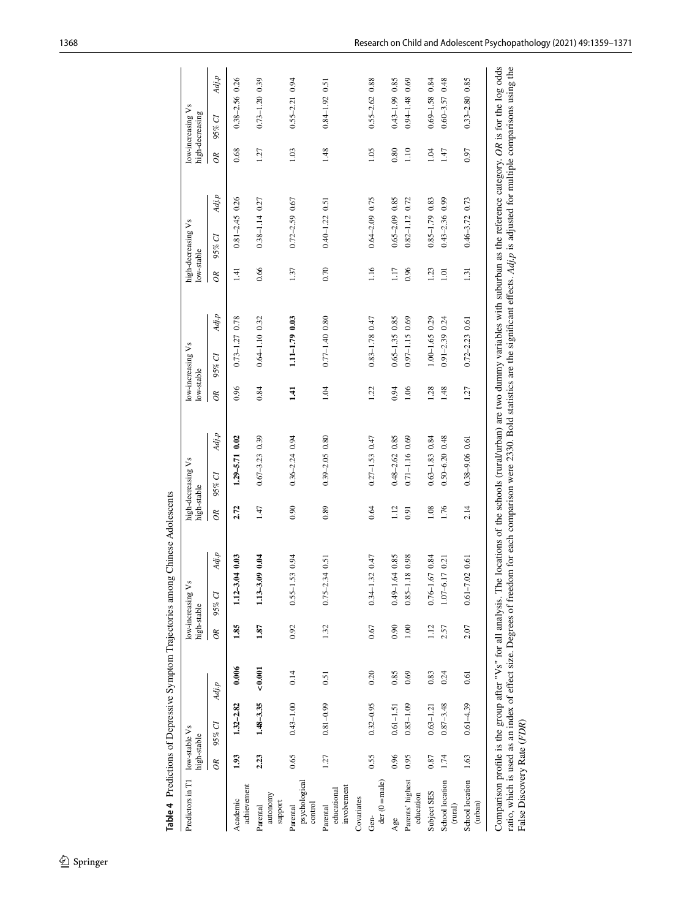**Table 4** Predictions of Depressive Symptom Trajectories among Chinese Adolescents

| Predictors in T1 | low-stable Vs high-stable | | | low-increasing Vs high-stable | | | high-decreasing Vs high-stable | | | low-increasing Vs low-stable | | | high-decreasing Vs low-stable | | | low-increasing Vs high-decreasing | | |
|---|---|---|---|---|---|---|---|---|---|---|---|---|---|---|---|---|---|---|
| | *OR* | *95% CI* | *Adj.p* | *OR* | *95% CI* | *Adj.p* | *OR* | *95% CI* | *Adj.p* | *OR* | *95% CI* | *Adj.p* | *OR* | *95% CI* | *Adj.p* | *OR* | *95% CI* | *Adj.p* |
| Academic achievement | **1.93** | **1.32–2.82** | **0.006** | **1.85** | **1.12–3.04** | **0.03** | **2.72** | **1.29–5.71** | **0.02** | 0.96 | 0.73–1.27 | 0.78 | 1.41 | 0.81–2.45 | 0.26 | 0.68 | 0.38–2.56 | 0.26 |
| Parental autonomy support | **2.23** | **1.48–3.35** | **<0.001** | **1.87** | **1.13–3.09** | **0.04** | 1.47 | 0.67–3.23 | 0.39 | 0.84 | 0.64–1.10 | 0.32 | 0.66 | 0.38–1.14 | 0.27 | 1.27 | 0.73–1.20 | 0.39 |
| Parental psychological control | 0.65 | 0.43–1.00 | 0.14 | 0.92 | 0.55–1.53 | 0.94 | 0.90 | 0.36–2.24 | 0.94 | **1.41** | **1.11–1.79** | **0.03** | 1.37 | 0.72–2.59 | 0.67 | 1.03 | 0.55–2.21 | 0.94 |
| Parental educational involvement | 1.27 | 0.81–0.99 | 0.51 | 1.32 | 0.75–2.34 | 0.51 | 0.89 | 0.39–2.05 | 0.80 | 1.04 | 0.77–1.40 | 0.80 | 0.70 | 0.40–1.22 | 0.51 | 1.48 | 0.84–1.92 | 0.51 |
| Covariates | | | | | | | | | | | | | | | | | | |
| Gender (0 = male) | 0.55 | 0.32–0.95 | 0.20 | 0.67 | 0.34–1.32 | 0.47 | 0.64 | 0.27–1.53 | 0.47 | 1.22 | 0.83–1.78 | 0.47 | 1.16 | 0.64–2.09 | 0.75 | 1.05 | 0.55–2.62 | 0.88 |
| Age | 0.96 | 0.61–1.51 | 0.85 | 0.90 | 0.49–1.64 | 0.85 | 1.12 | 0.48–2.62 | 0.85 | 0.94 | 0.65–1.35 | 0.85 | 1.17 | 0.65–2.09 | 0.85 | 0.80 | 0.43–1.99 | 0.85 |
| Parents' highest education | 0.95 | 0.83–1.09 | 0.69 | 1.00 | 0.85–1.18 | 0.98 | 0.91 | 0.71–1.16 | 0.69 | 1.06 | 0.97–1.15 | 0.69 | 0.96 | 0.82–1.12 | 0.72 | 1.10 | 0.94–1.48 | 0.69 |
| Subject SES | 0.87 | 0.63–1.21 | 0.83 | 1.12 | 0.76–1.67 | 0.84 | 1.08 | 0.63–1.83 | 0.84 | 1.28 | 1.00–1.65 | 0.29 | 1.23 | 0.85–1.79 | 0.83 | 1.04 | 0.69–1.58 | 0.84 |
| School location (rural) | 1.74 | 0.87–3.48 | 0.24 | 2.57 | 1.07–6.17 | 0.21 | 1.76 | 0.50–6.20 | 0.48 | 1.48 | 0.91–2.39 | 0.24 | 1.01 | 0.43–2.36 | 0.99 | 1.47 | 0.60–3.57 | 0.48 |
| School location (urban) | 1.63 | 0.61–4.39 | 0.61 | 2.07 | 0.61–7.02 | 0.61 | 2.14 | 0.38–9.06 | 0.61 | 1.27 | 0.72–2.23 | 0.61 | 1.31 | 0.46–3.72 | 0.73 | 0.97 | 0.33–2.80 | 0.85 |

Comparison profile is the group after "Vs" for all analysis. The locations of the schools (rural/urban) are two dummy variables with suburban as the reference category. *OR* is for the log odds ratio, which is used as an index of effect size. Degrees of freedom for each comparison were 2330. Bold statistics are the significant effects. *Adj.p* is adjusted for multiple comparisons using the False Discovery Rate (*FDR*)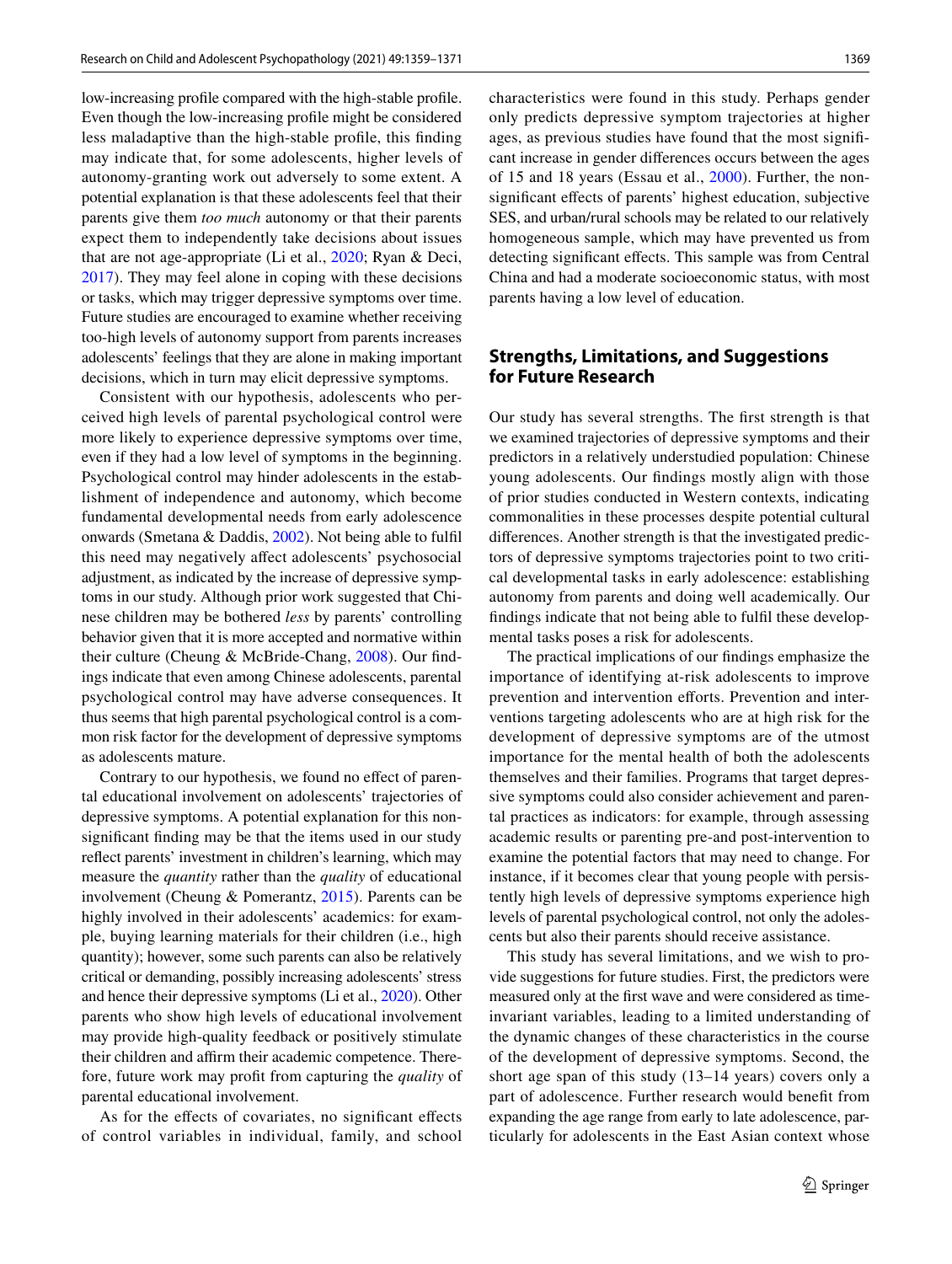low-increasing profile compared with the high-stable profile. Even though the low-increasing profile might be considered less maladaptive than the high-stable profile, this finding may indicate that, for some adolescents, higher levels of autonomy-granting work out adversely to some extent. A potential explanation is that these adolescents feel that their parents give them *too much* autonomy or that their parents expect them to independently take decisions about issues that are not age-appropriate (Li et al., 2020; Ryan & Deci, 2017). They may feel alone in coping with these decisions or tasks, which may trigger depressive symptoms over time. Future studies are encouraged to examine whether receiving too-high levels of autonomy support from parents increases adolescents' feelings that they are alone in making important decisions, which in turn may elicit depressive symptoms.

Consistent with our hypothesis, adolescents who perceived high levels of parental psychological control were more likely to experience depressive symptoms over time, even if they had a low level of symptoms in the beginning. Psychological control may hinder adolescents in the establishment of independence and autonomy, which become fundamental developmental needs from early adolescence onwards (Smetana & Daddis, 2002). Not being able to fulfil this need may negatively affect adolescents' psychosocial adjustment, as indicated by the increase of depressive symptoms in our study. Although prior work suggested that Chinese children may be bothered *less* by parents' controlling behavior given that it is more accepted and normative within their culture (Cheung & McBride-Chang, 2008). Our findings indicate that even among Chinese adolescents, parental psychological control may have adverse consequences. It thus seems that high parental psychological control is a common risk factor for the development of depressive symptoms as adolescents mature.

Contrary to our hypothesis, we found no effect of parental educational involvement on adolescents' trajectories of depressive symptoms. A potential explanation for this nonsignificant finding may be that the items used in our study reflect parents' investment in children's learning, which may measure the *quantity* rather than the *quality* of educational involvement (Cheung & Pomerantz, 2015). Parents can be highly involved in their adolescents' academics: for example, buying learning materials for their children (i.e., high quantity); however, some such parents can also be relatively critical or demanding, possibly increasing adolescents' stress and hence their depressive symptoms (Li et al., 2020). Other parents who show high levels of educational involvement may provide high-quality feedback or positively stimulate their children and affirm their academic competence. Therefore, future work may profit from capturing the *quality* of parental educational involvement.

As for the effects of covariates, no significant effects of control variables in individual, family, and school characteristics were found in this study. Perhaps gender only predicts depressive symptom trajectories at higher ages, as previous studies have found that the most significant increase in gender differences occurs between the ages of 15 and 18 years (Essau et al., 2000). Further, the nonsignificant effects of parents' highest education, subjective SES, and urban/rural schools may be related to our relatively homogeneous sample, which may have prevented us from detecting significant effects. This sample was from Central China and had a moderate socioeconomic status, with most parents having a low level of education.

## Strengths, Limitations, and Suggestions for Future Research

Our study has several strengths. The first strength is that we examined trajectories of depressive symptoms and their predictors in a relatively understudied population: Chinese young adolescents. Our findings mostly align with those of prior studies conducted in Western contexts, indicating commonalities in these processes despite potential cultural differences. Another strength is that the investigated predictors of depressive symptoms trajectories point to two critical developmental tasks in early adolescence: establishing autonomy from parents and doing well academically. Our findings indicate that not being able to fulfil these developmental tasks poses a risk for adolescents.

The practical implications of our findings emphasize the importance of identifying at-risk adolescents to improve prevention and intervention efforts. Prevention and interventions targeting adolescents who are at high risk for the development of depressive symptoms are of the utmost importance for the mental health of both the adolescents themselves and their families. Programs that target depressive symptoms could also consider achievement and parental practices as indicators: for example, through assessing academic results or parenting pre-and post-intervention to examine the potential factors that may need to change. For instance, if it becomes clear that young people with persistently high levels of depressive symptoms experience high levels of parental psychological control, not only the adolescents but also their parents should receive assistance.

This study has several limitations, and we wish to provide suggestions for future studies. First, the predictors were measured only at the first wave and were considered as time-invariant variables, leading to a limited understanding of the dynamic changes of these characteristics in the course of the development of depressive symptoms. Second, the short age span of this study (13–14 years) covers only a part of adolescence. Further research would benefit from expanding the age range from early to late adolescence, particularly for adolescents in the East Asian context whose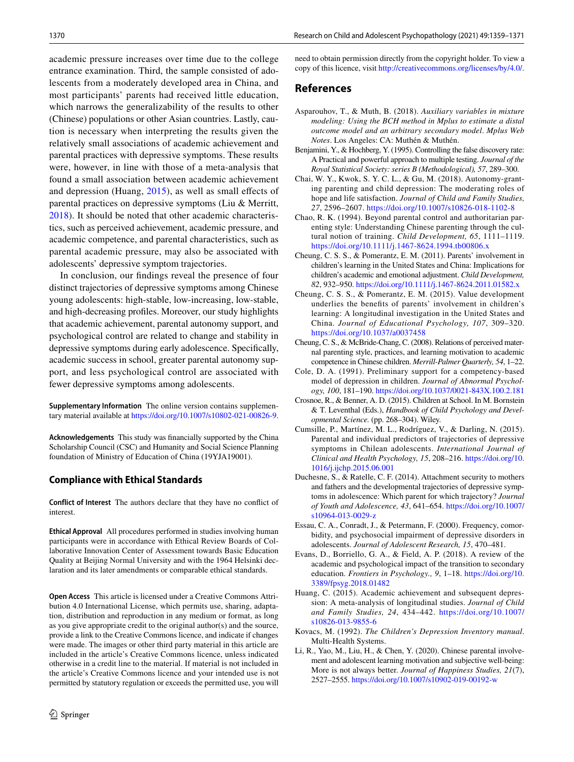academic pressure increases over time due to the college entrance examination. Third, the sample consisted of adolescents from a moderately developed area in China, and most participants' parents had received little education, which narrows the generalizability of the results to other (Chinese) populations or other Asian countries. Lastly, caution is necessary when interpreting the results given the relatively small associations of academic achievement and parental practices with depressive symptoms. These results were, however, in line with those of a meta-analysis that found a small association between academic achievement and depression (Huang, 2015), as well as small effects of parental practices on depressive symptoms (Liu & Merritt, 2018). It should be noted that other academic characteristics, such as perceived achievement, academic pressure, and academic competence, and parental characteristics, such as parental academic pressure, may also be associated with adolescents' depressive symptom trajectories.

In conclusion, our findings reveal the presence of four distinct trajectories of depressive symptoms among Chinese young adolescents: high-stable, low-increasing, low-stable, and high-decreasing profiles. Moreover, our study highlights that academic achievement, parental autonomy support, and psychological control are related to change and stability in depressive symptoms during early adolescence. Specifically, academic success in school, greater parental autonomy support, and less psychological control are associated with fewer depressive symptoms among adolescents.

**Supplementary Information** The online version contains supplementary material available at https://doi.org/10.1007/s10802-021-00826-9.

**Acknowledgements** This study was financially supported by the China Scholarship Council (CSC) and Humanity and Social Science Planning foundation of Ministry of Education of China (19YJA19001).

## Compliance with Ethical Standards

**Conflict of Interest** The authors declare that they have no conflict of interest.

**Ethical Approval** All procedures performed in studies involving human participants were in accordance with Ethical Review Boards of Collaborative Innovation Center of Assessment towards Basic Education Quality at Beijing Normal University and with the 1964 Helsinki declaration and its later amendments or comparable ethical standards.

**Open Access** This article is licensed under a Creative Commons Attribution 4.0 International License, which permits use, sharing, adaptation, distribution and reproduction in any medium or format, as long as you give appropriate credit to the original author(s) and the source, provide a link to the Creative Commons licence, and indicate if changes were made. The images or other third party material in this article are included in the article's Creative Commons licence, unless indicated otherwise in a credit line to the material. If material is not included in the article's Creative Commons licence and your intended use is not permitted by statutory regulation or exceeds the permitted use, you will need to obtain permission directly from the copyright holder. To view a copy of this licence, visit http://creativecommons.org/licenses/by/4.0/.

## References

Asparouhov, T., & Muth, B. (2018). *Auxiliary variables in mixture modeling: Using the BCH method in Mplus to estimate a distal outcome model and an arbitrary secondary model*. *Mplus Web Notes*. Los Angeles: CA: Muthén & Muthén.

Benjamini, Y., & Hochberg, Y. (1995). Controlling the false discovery rate: A Practical and powerful approach to multiple testing. *Journal of the Royal Statistical Society: series B (Methodological), 57*, 289–300.

Chai, W. Y., Kwok, S. Y. C. L., & Gu, M. (2018). Autonomy-granting parenting and child depression: The moderating roles of hope and life satisfaction. *Journal of Child and Family Studies, 27*, 2596–2607. https://doi.org/10.1007/s10826-018-1102-8

Chao, R. K. (1994). Beyond parental control and authoritarian parenting style: Understanding Chinese parenting through the cultural notion of training. *Child Development, 65*, 1111–1119. https://doi.org/10.1111/j.1467-8624.1994.tb00806.x

Cheung, C. S. S., & Pomerantz, E. M. (2011). Parents' involvement in children's learning in the United States and China: Implications for children's academic and emotional adjustment. *Child Development, 82*, 932–950. https://doi.org/10.1111/j.1467-8624.2011.01582.x

Cheung, C. S. S., & Pomerantz, E. M. (2015). Value development underlies the benefits of parents' involvement in children's learning: A longitudinal investigation in the United States and China. *Journal of Educational Psychology, 107*, 309–320. https://doi.org/10.1037/a0037458

Cheung, C. S., & McBride-Chang, C. (2008). Relations of perceived maternal parenting style, practices, and learning motivation to academic competence in Chinese children. *Merrill-Palmer Quarterly, 54*, 1–22.

Cole, D. A. (1991). Preliminary support for a competency-based model of depression in children. *Journal of Abnormal Psychology, 100*, 181–190. https://doi.org/10.1037/0021-843X.100.2.181

Crosnoe, R., & Benner, A. D. (2015). Children at School. In M. Bornstein & T. Leventhal (Eds.), *Handbook of Child Psychology and Developmental Science.* (pp. 268–304). Wiley.

Cumsille, P., Martínez, M. L., Rodríguez, V., & Darling, N. (2015). Parental and individual predictors of trajectories of depressive symptoms in Chilean adolescents. *International Journal of Clinical and Health Psychology, 15*, 208–216. https://doi.org/10.1016/j.ijchp.2015.06.001

Duchesne, S., & Ratelle, C. F. (2014). Attachment security to mothers and fathers and the developmental trajectories of depressive symptoms in adolescence: Which parent for which trajectory? *Journal of Youth and Adolescence, 43*, 641–654. https://doi.org/10.1007/s10964-013-0029-z

Essau, C. A., Conradt, J., & Petermann, F. (2000). Frequency, comorbidity, and psychosocial impairment of depressive disorders in adolescents. *Journal of Adolescent Research, 15*, 470–481.

Evans, D., Borriello, G. A., & Field, A. P. (2018). A review of the academic and psychological impact of the transition to secondary education. *Frontiers in Psychology., 9*, 1–18. https://doi.org/10.3389/fpsyg.2018.01482

Huang, C. (2015). Academic achievement and subsequent depression: A meta-analysis of longitudinal studies. *Journal of Child and Family Studies, 24*, 434–442. https://doi.org/10.1007/s10826-013-9855-6

Kovacs, M. (1992). *The Children's Depression Inventory manual*. Multi-Health Systems.

Li, R., Yao, M., Liu, H., & Chen, Y. (2020). Chinese parental involvement and adolescent learning motivation and subjective well-being: More is not always better. *Journal of Happiness Studies, 21*(7), 2527–2555. https://doi.org/10.1007/s10902-019-00192-w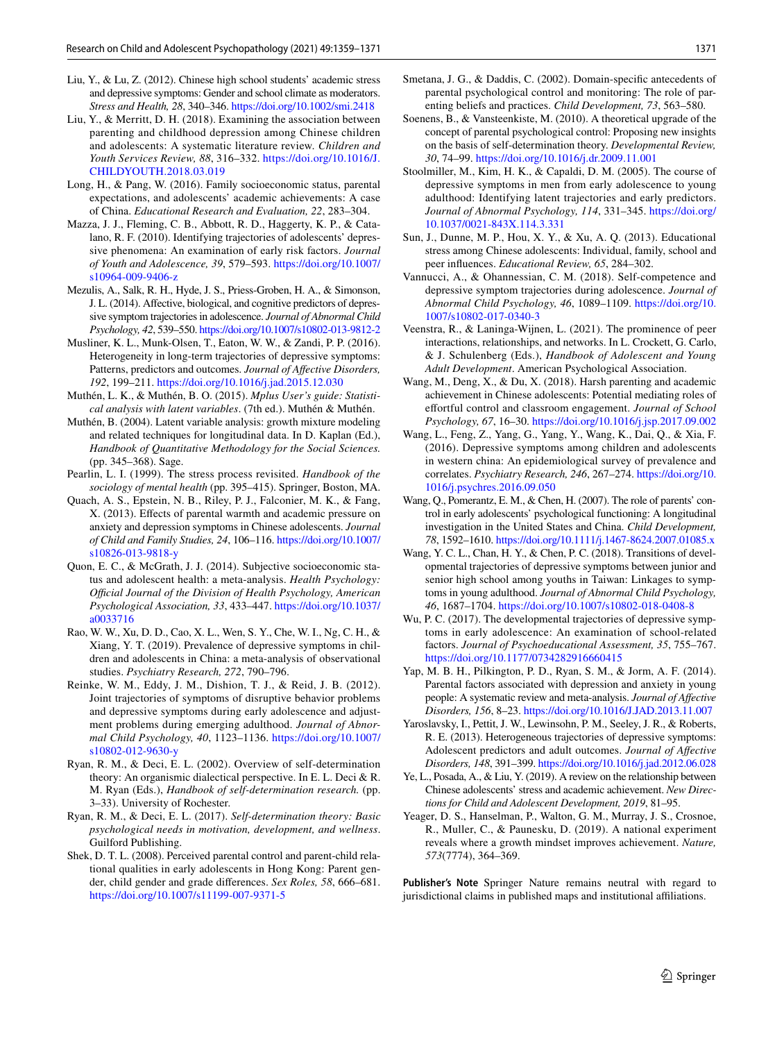Liu, Y., & Lu, Z. (2012). Chinese high school students' academic stress and depressive symptoms: Gender and school climate as moderators. *Stress and Health, 28*, 340–346. https://doi.org/10.1002/smi.2418

Liu, Y., & Merritt, D. H. (2018). Examining the association between parenting and childhood depression among Chinese children and adolescents: A systematic literature review. *Children and Youth Services Review, 88*, 316–332. https://doi.org/10.1016/J.CHILDYOUTH.2018.03.019

Long, H., & Pang, W. (2016). Family socioeconomic status, parental expectations, and adolescents' academic achievements: A case of China. *Educational Research and Evaluation, 22*, 283–304.

Mazza, J. J., Fleming, C. B., Abbott, R. D., Haggerty, K. P., & Catalano, R. F. (2010). Identifying trajectories of adolescents' depressive phenomena: An examination of early risk factors. *Journal of Youth and Adolescence, 39*, 579–593. https://doi.org/10.1007/s10964-009-9406-z

Mezulis, A., Salk, R. H., Hyde, J. S., Priess-Groben, H. A., & Simonson, J. L. (2014). Affective, biological, and cognitive predictors of depressive symptom trajectories in adolescence. *Journal of Abnormal Child Psychology, 42*, 539–550. https://doi.org/10.1007/s10802-013-9812-2

Musliner, K. L., Munk-Olsen, T., Eaton, W. W., & Zandi, P. P. (2016). Heterogeneity in long-term trajectories of depressive symptoms: Patterns, predictors and outcomes. *Journal of Affective Disorders, 192*, 199–211. https://doi.org/10.1016/j.jad.2015.12.030

Muthén, L. K., & Muthén, B. O. (2015). *Mplus User's guide: Statistical analysis with latent variables*. (7th ed.). Muthén & Muthén.

Muthén, B. (2004). Latent variable analysis: growth mixture modeling and related techniques for longitudinal data. In D. Kaplan (Ed.), *Handbook of Quantitative Methodology for the Social Sciences.* (pp. 345–368). Sage.

Pearlin, L. I. (1999). The stress process revisited. *Handbook of the sociology of mental health* (pp. 395–415). Springer, Boston, MA.

Quach, A. S., Epstein, N. B., Riley, P. J., Falconier, M. K., & Fang, X. (2013). Effects of parental warmth and academic pressure on anxiety and depression symptoms in Chinese adolescents. *Journal of Child and Family Studies, 24*, 106–116. https://doi.org/10.1007/s10826-013-9818-y

Quon, E. C., & McGrath, J. J. (2014). Subjective socioeconomic status and adolescent health: a meta-analysis. *Health Psychology: Official Journal of the Division of Health Psychology, American Psychological Association, 33*, 433–447. https://doi.org/10.1037/a0033716

Rao, W. W., Xu, D. D., Cao, X. L., Wen, S. Y., Che, W. I., Ng, C. H., & Xiang, Y. T. (2019). Prevalence of depressive symptoms in children and adolescents in China: a meta-analysis of observational studies. *Psychiatry Research, 272*, 790–796.

Reinke, W. M., Eddy, J. M., Dishion, T. J., & Reid, J. B. (2012). Joint trajectories of symptoms of disruptive behavior problems and depressive symptoms during early adolescence and adjustment problems during emerging adulthood. *Journal of Abnormal Child Psychology, 40*, 1123–1136. https://doi.org/10.1007/s10802-012-9630-y

Ryan, R. M., & Deci, E. L. (2002). Overview of self-determination theory: An organismic dialectical perspective. In E. L. Deci & R. M. Ryan (Eds.), *Handbook of self-determination research.* (pp. 3–33). University of Rochester.

Ryan, R. M., & Deci, E. L. (2017). *Self-determination theory: Basic psychological needs in motivation, development, and wellness*. Guilford Publishing.

Shek, D. T. L. (2008). Perceived parental control and parent-child relational qualities in early adolescents in Hong Kong: Parent gender, child gender and grade differences. *Sex Roles, 58*, 666–681. https://doi.org/10.1007/s11199-007-9371-5

Smetana, J. G., & Daddis, C. (2002). Domain-specific antecedents of parental psychological control and monitoring: The role of parenting beliefs and practices. *Child Development, 73*, 563–580.

Soenens, B., & Vansteenkiste, M. (2010). A theoretical upgrade of the concept of parental psychological control: Proposing new insights on the basis of self-determination theory. *Developmental Review, 30*, 74–99. https://doi.org/10.1016/j.dr.2009.11.001

Stoolmiller, M., Kim, H. K., & Capaldi, D. M. (2005). The course of depressive symptoms in men from early adolescence to young adulthood: Identifying latent trajectories and early predictors. *Journal of Abnormal Psychology, 114*, 331–345. https://doi.org/10.1037/0021-843X.114.3.331

Sun, J., Dunne, M. P., Hou, X. Y., & Xu, A. Q. (2013). Educational stress among Chinese adolescents: Individual, family, school and peer influences. *Educational Review, 65*, 284–302.

Vannucci, A., & Ohannessian, C. M. (2018). Self-competence and depressive symptom trajectories during adolescence. *Journal of Abnormal Child Psychology, 46*, 1089–1109. https://doi.org/10.1007/s10802-017-0340-3

Veenstra, R., & Laninga-Wijnen, L. (2021). The prominence of peer interactions, relationships, and networks. In L. Crockett, G. Carlo, & J. Schulenberg (Eds.), *Handbook of Adolescent and Young Adult Development*. American Psychological Association.

Wang, M., Deng, X., & Du, X. (2018). Harsh parenting and academic achievement in Chinese adolescents: Potential mediating roles of effortful control and classroom engagement. *Journal of School Psychology, 67*, 16–30. https://doi.org/10.1016/j.jsp.2017.09.002

Wang, L., Feng, Z., Yang, G., Yang, Y., Wang, K., Dai, Q., & Xia, F. (2016). Depressive symptoms among children and adolescents in western china: An epidemiological survey of prevalence and correlates. *Psychiatry Research, 246*, 267–274. https://doi.org/10.1016/j.psychres.2016.09.050

Wang, Q., Pomerantz, E. M., & Chen, H. (2007). The role of parents' control in early adolescents' psychological functioning: A longitudinal investigation in the United States and China. *Child Development, 78*, 1592–1610. https://doi.org/10.1111/j.1467-8624.2007.01085.x

Wang, Y. C. L., Chan, H. Y., & Chen, P. C. (2018). Transitions of developmental trajectories of depressive symptoms between junior and senior high school among youths in Taiwan: Linkages to symptoms in young adulthood. *Journal of Abnormal Child Psychology, 46*, 1687–1704. https://doi.org/10.1007/s10802-018-0408-8

Wu, P. C. (2017). The developmental trajectories of depressive symptoms in early adolescence: An examination of school-related factors. *Journal of Psychoeducational Assessment, 35*, 755–767. https://doi.org/10.1177/0734282916660415

Yap, M. B. H., Pilkington, P. D., Ryan, S. M., & Jorm, A. F. (2014). Parental factors associated with depression and anxiety in young people: A systematic review and meta-analysis. *Journal of Affective Disorders, 156*, 8–23. https://doi.org/10.1016/J.JAD.2013.11.007

Yaroslavsky, I., Pettit, J. W., Lewinsohn, P. M., Seeley, J. R., & Roberts, R. E. (2013). Heterogeneous trajectories of depressive symptoms: Adolescent predictors and adult outcomes. *Journal of Affective Disorders, 148*, 391–399. https://doi.org/10.1016/j.jad.2012.06.028

Ye, L., Posada, A., & Liu, Y. (2019). A review on the relationship between Chinese adolescents' stress and academic achievement. *New Directions for Child and Adolescent Development, 2019*, 81–95.

Yeager, D. S., Hanselman, P., Walton, G. M., Murray, J. S., Crosnoe, R., Muller, C., & Paunesku, D. (2019). A national experiment reveals where a growth mindset improves achievement. *Nature, 573*(7774), 364–369.

**Publisher's Note** Springer Nature remains neutral with regard to jurisdictional claims in published maps and institutional affiliations.